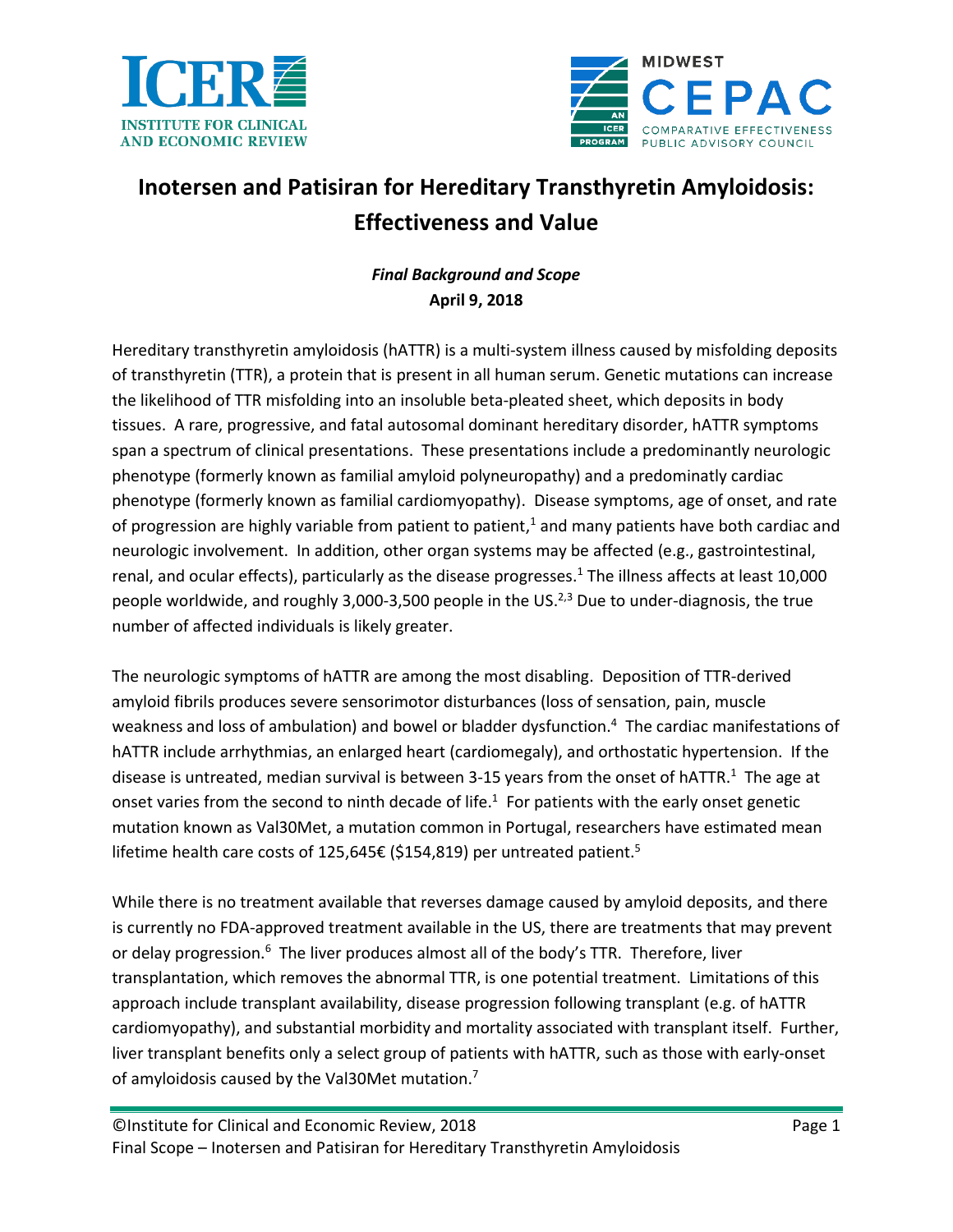# Inotersen and Patisiran for Hereditary Transthyretin Amyloidosis: Effectiveness and Value

***Final Background and Scope***
**April 9, 2018**

Hereditary transthyretin amyloidosis (hATTR) is a multi-system illness caused by misfolding deposits of transthyretin (TTR), a protein that is present in all human serum. Genetic mutations can increase the likelihood of TTR misfolding into an insoluble beta-pleated sheet, which deposits in body tissues. A rare, progressive, and fatal autosomal dominant hereditary disorder, hATTR symptoms span a spectrum of clinical presentations. These presentations include a predominantly neurologic phenotype (formerly known as familial amyloid polyneuropathy) and a predominatly cardiac phenotype (formerly known as familial cardiomyopathy). Disease symptoms, age of onset, and rate of progression are highly variable from patient to patient,[1] and many patients have both cardiac and neurologic involvement. In addition, other organ systems may be affected (e.g., gastrointestinal, renal, and ocular effects), particularly as the disease progresses.[1] The illness affects at least 10,000 people worldwide, and roughly 3,000-3,500 people in the US.[2,3] Due to under-diagnosis, the true number of affected individuals is likely greater.

The neurologic symptoms of hATTR are among the most disabling. Deposition of TTR-derived amyloid fibrils produces severe sensorimotor disturbances (loss of sensation, pain, muscle weakness and loss of ambulation) and bowel or bladder dysfunction.[4] The cardiac manifestations of hATTR include arrhythmias, an enlarged heart (cardiomegaly), and orthostatic hypertension. If the disease is untreated, median survival is between 3-15 years from the onset of hATTR.[1] The age at onset varies from the second to ninth decade of life.[1] For patients with the early onset genetic mutation known as Val30Met, a mutation common in Portugal, researchers have estimated mean lifetime health care costs of 125,645€ ($154,819) per untreated patient.[5]

While there is no treatment available that reverses damage caused by amyloid deposits, and there is currently no FDA-approved treatment available in the US, there are treatments that may prevent or delay progression.[6] The liver produces almost all of the body's TTR. Therefore, liver transplantation, which removes the abnormal TTR, is one potential treatment. Limitations of this approach include transplant availability, disease progression following transplant (e.g. of hATTR cardiomyopathy), and substantial morbidity and mortality associated with transplant itself. Further, liver transplant benefits only a select group of patients with hATTR, such as those with early-onset of amyloidosis caused by the Val30Met mutation.[7]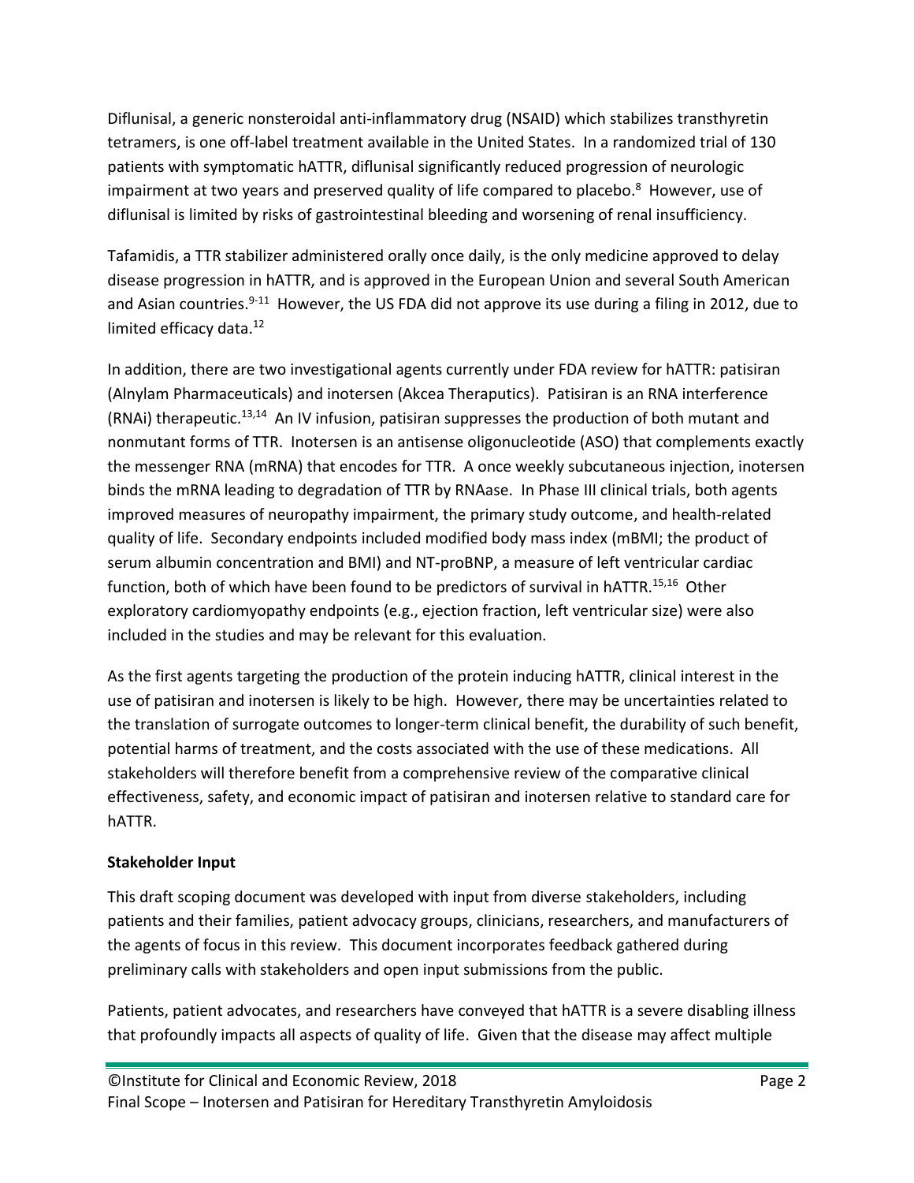Diflunisal, a generic nonsteroidal anti-inflammatory drug (NSAID) which stabilizes transthyretin tetramers, is one off-label treatment available in the United States. In a randomized trial of 130 patients with symptomatic hATTR, diflunisal significantly reduced progression of neurologic impairment at two years and preserved quality of life compared to placebo.[8] However, use of diflunisal is limited by risks of gastrointestinal bleeding and worsening of renal insufficiency.

Tafamidis, a TTR stabilizer administered orally once daily, is the only medicine approved to delay disease progression in hATTR, and is approved in the European Union and several South American and Asian countries.[9-11] However, the US FDA did not approve its use during a filing in 2012, due to limited efficacy data.[12]

In addition, there are two investigational agents currently under FDA review for hATTR: patisiran (Alnylam Pharmaceuticals) and inotersen (Akcea Theraputics). Patisiran is an RNA interference (RNAi) therapeutic.[13,14] An IV infusion, patisiran suppresses the production of both mutant and nonmutant forms of TTR. Inotersen is an antisense oligonucleotide (ASO) that complements exactly the messenger RNA (mRNA) that encodes for TTR. A once weekly subcutaneous injection, inotersen binds the mRNA leading to degradation of TTR by RNAase. In Phase III clinical trials, both agents improved measures of neuropathy impairment, the primary study outcome, and health-related quality of life. Secondary endpoints included modified body mass index (mBMI; the product of serum albumin concentration and BMI) and NT-proBNP, a measure of left ventricular cardiac function, both of which have been found to be predictors of survival in hATTR.[15,16] Other exploratory cardiomyopathy endpoints (e.g., ejection fraction, left ventricular size) were also included in the studies and may be relevant for this evaluation.

As the first agents targeting the production of the protein inducing hATTR, clinical interest in the use of patisiran and inotersen is likely to be high. However, there may be uncertainties related to the translation of surrogate outcomes to longer-term clinical benefit, the durability of such benefit, potential harms of treatment, and the costs associated with the use of these medications. All stakeholders will therefore benefit from a comprehensive review of the comparative clinical effectiveness, safety, and economic impact of patisiran and inotersen relative to standard care for hATTR.

**Stakeholder Input**

This draft scoping document was developed with input from diverse stakeholders, including patients and their families, patient advocacy groups, clinicians, researchers, and manufacturers of the agents of focus in this review. This document incorporates feedback gathered during preliminary calls with stakeholders and open input submissions from the public.

Patients, patient advocates, and researchers have conveyed that hATTR is a severe disabling illness that profoundly impacts all aspects of quality of life. Given that the disease may affect multiple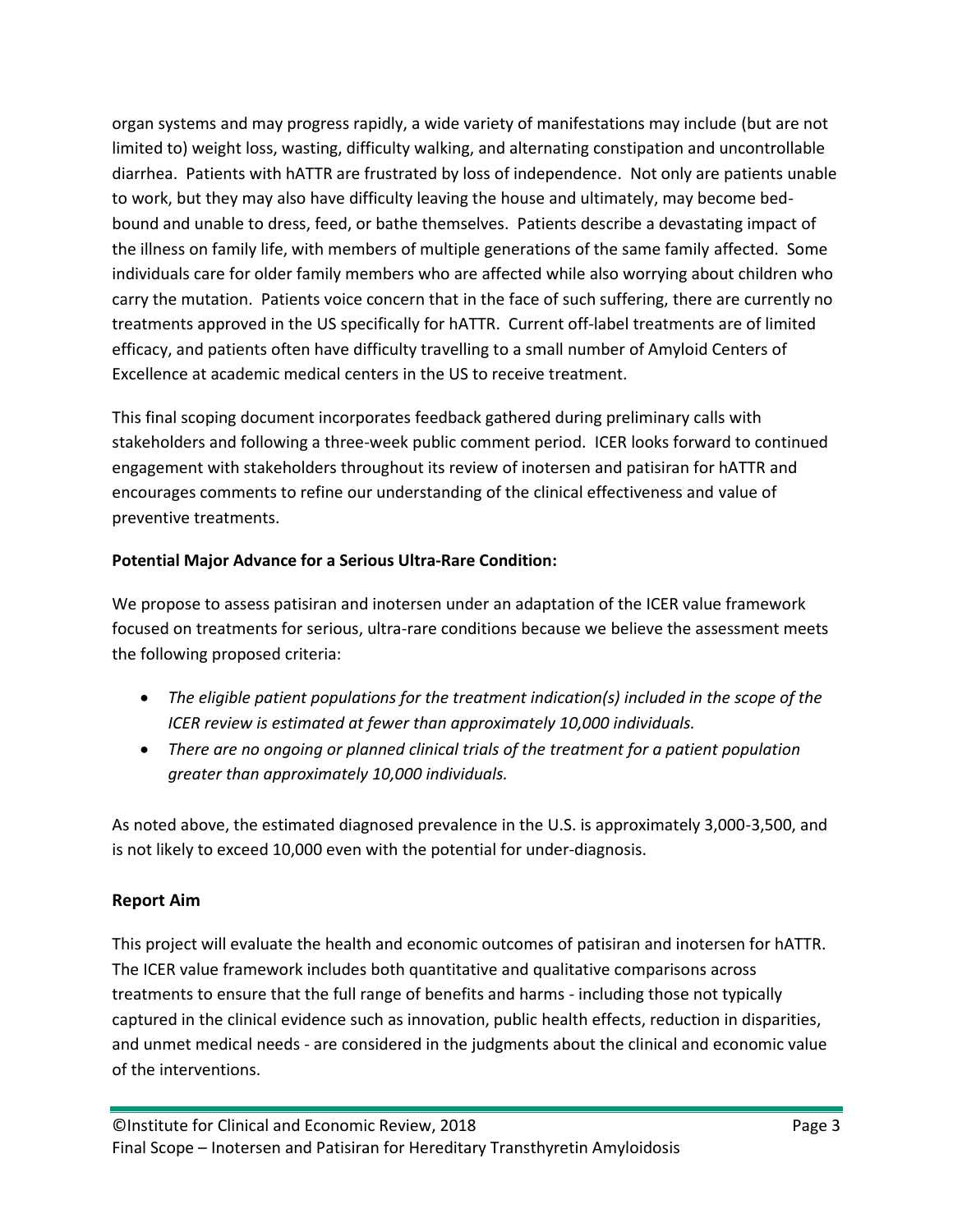organ systems and may progress rapidly, a wide variety of manifestations may include (but are not limited to) weight loss, wasting, difficulty walking, and alternating constipation and uncontrollable diarrhea. Patients with hATTR are frustrated by loss of independence. Not only are patients unable to work, but they may also have difficulty leaving the house and ultimately, may become bed-bound and unable to dress, feed, or bathe themselves. Patients describe a devastating impact of the illness on family life, with members of multiple generations of the same family affected. Some individuals care for older family members who are affected while also worrying about children who carry the mutation. Patients voice concern that in the face of such suffering, there are currently no treatments approved in the US specifically for hATTR. Current off-label treatments are of limited efficacy, and patients often have difficulty travelling to a small number of Amyloid Centers of Excellence at academic medical centers in the US to receive treatment.

This final scoping document incorporates feedback gathered during preliminary calls with stakeholders and following a three-week public comment period. ICER looks forward to continued engagement with stakeholders throughout its review of inotersen and patisiran for hATTR and encourages comments to refine our understanding of the clinical effectiveness and value of preventive treatments.

**Potential Major Advance for a Serious Ultra-Rare Condition:**

We propose to assess patisiran and inotersen under an adaptation of the ICER value framework focused on treatments for serious, ultra-rare conditions because we believe the assessment meets the following proposed criteria:

- *The eligible patient populations for the treatment indication(s) included in the scope of the ICER review is estimated at fewer than approximately 10,000 individuals.*
- *There are no ongoing or planned clinical trials of the treatment for a patient population greater than approximately 10,000 individuals.*

As noted above, the estimated diagnosed prevalence in the U.S. is approximately 3,000-3,500, and is not likely to exceed 10,000 even with the potential for under-diagnosis.

## Report Aim

This project will evaluate the health and economic outcomes of patisiran and inotersen for hATTR. The ICER value framework includes both quantitative and qualitative comparisons across treatments to ensure that the full range of benefits and harms - including those not typically captured in the clinical evidence such as innovation, public health effects, reduction in disparities, and unmet medical needs - are considered in the judgments about the clinical and economic value of the interventions.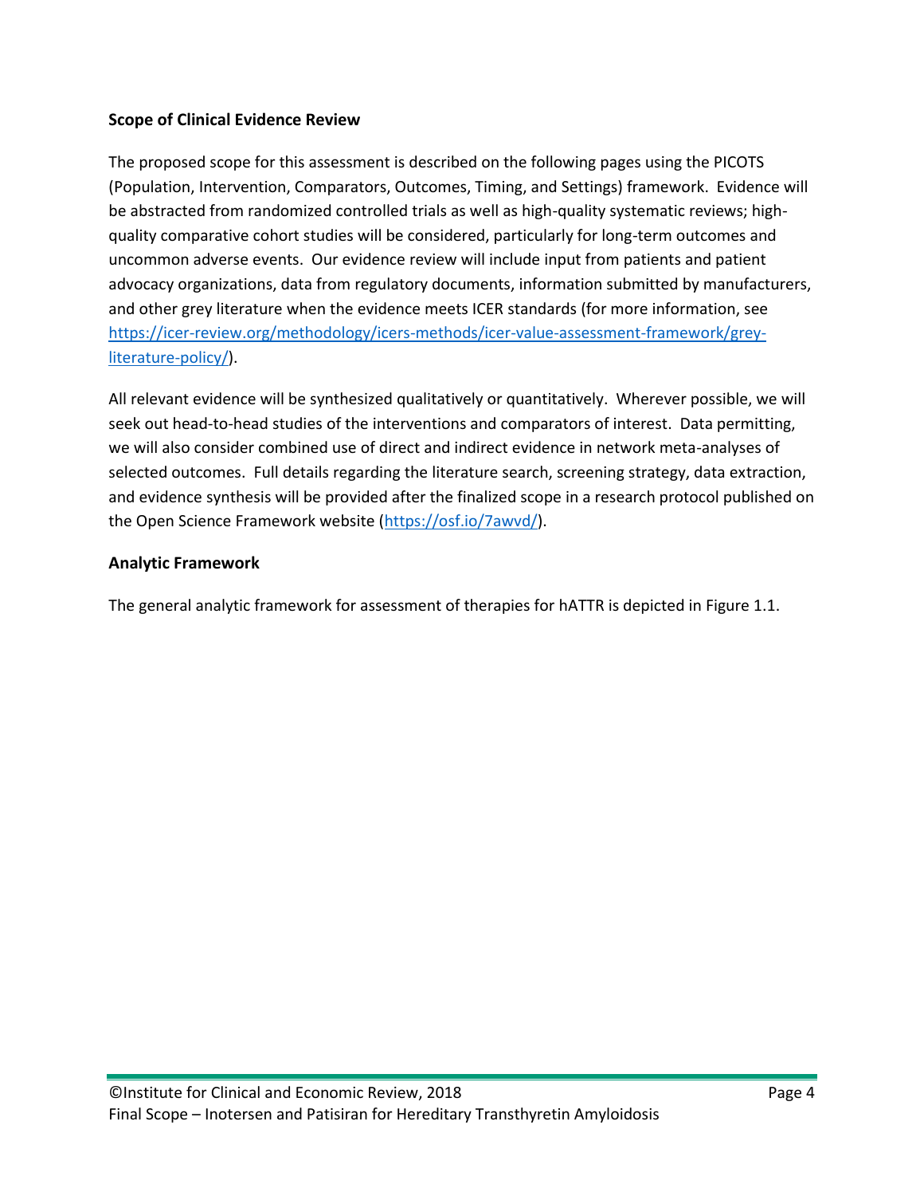### Scope of Clinical Evidence Review

The proposed scope for this assessment is described on the following pages using the PICOTS (Population, Intervention, Comparators, Outcomes, Timing, and Settings) framework. Evidence will be abstracted from randomized controlled trials as well as high-quality systematic reviews; high-quality comparative cohort studies will be considered, particularly for long-term outcomes and uncommon adverse events. Our evidence review will include input from patients and patient advocacy organizations, data from regulatory documents, information submitted by manufacturers, and other grey literature when the evidence meets ICER standards (for more information, see [https://icer-review.org/methodology/icers-methods/icer-value-assessment-framework/grey-literature-policy/](https://icer-review.org/methodology/icers-methods/icer-value-assessment-framework/grey-literature-policy/)).

All relevant evidence will be synthesized qualitatively or quantitatively. Wherever possible, we will seek out head-to-head studies of the interventions and comparators of interest. Data permitting, we will also consider combined use of direct and indirect evidence in network meta-analyses of selected outcomes. Full details regarding the literature search, screening strategy, data extraction, and evidence synthesis will be provided after the finalized scope in a research protocol published on the Open Science Framework website ([https://osf.io/7awvd/](https://osf.io/7awvd/)).

### Analytic Framework

The general analytic framework for assessment of therapies for hATTR is depicted in Figure 1.1.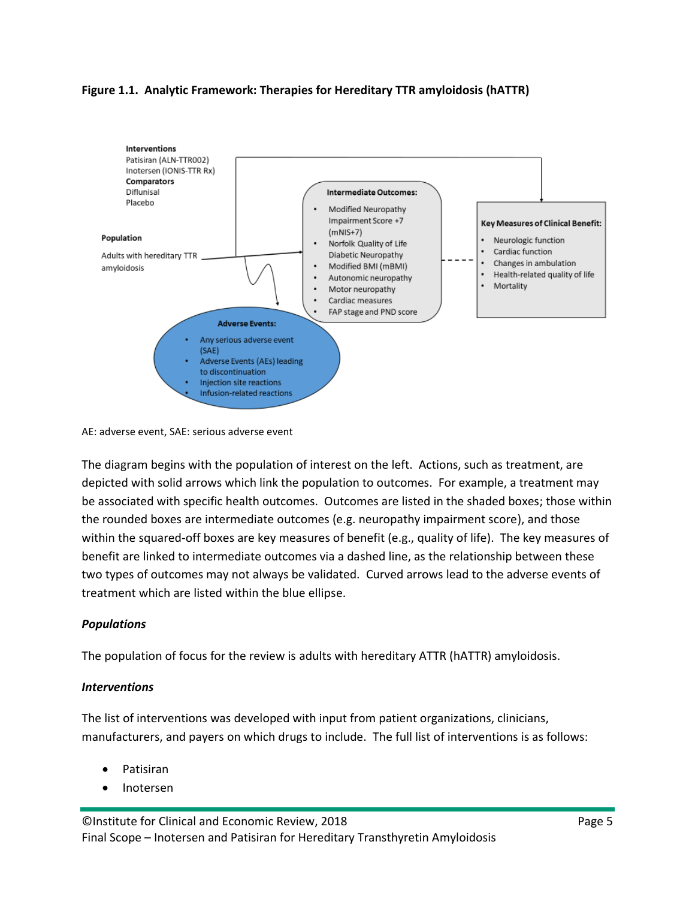**Figure 1.1. Analytic Framework: Therapies for Hereditary TTR amyloidosis (hATTR)**

**Interventions**
Patisiran (ALN-TTR002)
Inotersen (IONIS-TTR Rx)
**Comparators**
Diflunisal
Placebo

**Population**

Adults with hereditary TTR amyloidosis

**Intermediate Outcomes:**

- Modified Neuropathy Impairment Score +7 (mNIS+7)
- Norfolk Quality of Life Diabetic Neuropathy
- Modified BMI (mBMI)
- Autonomic neuropathy
- Motor neuropathy
- Cardiac measures
- FAP stage and PND score

**Key Measures of Clinical Benefit:**

- Neurologic function
- Cardiac function
- Changes in ambulation
- Health-related quality of life
- Mortality

**Adverse Events:**

- Any serious adverse event (SAE)
- Adverse Events (AEs) leading to discontinuation
- Injection site reactions
- Infusion-related reactions

AE: adverse event, SAE: serious adverse event

The diagram begins with the population of interest on the left. Actions, such as treatment, are depicted with solid arrows which link the population to outcomes. For example, a treatment may be associated with specific health outcomes. Outcomes are listed in the shaded boxes; those within the rounded boxes are intermediate outcomes (e.g. neuropathy impairment score), and those within the squared-off boxes are key measures of benefit (e.g., quality of life). The key measures of benefit are linked to intermediate outcomes via a dashed line, as the relationship between these two types of outcomes may not always be validated. Curved arrows lead to the adverse events of treatment which are listed within the blue ellipse.

### *Populations*

The population of focus for the review is adults with hereditary ATTR (hATTR) amyloidosis.

### *Interventions*

The list of interventions was developed with input from patient organizations, clinicians, manufacturers, and payers on which drugs to include. The full list of interventions is as follows:

- Patisiran
- Inotersen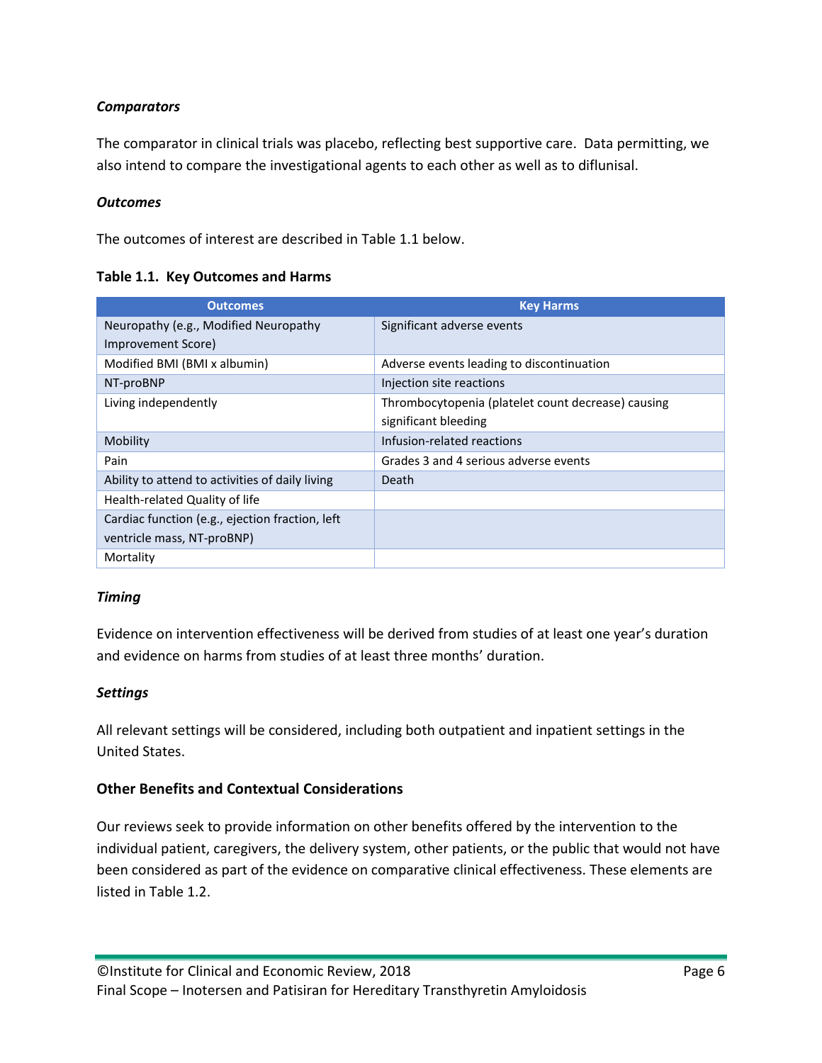***Comparators***

The comparator in clinical trials was placebo, reflecting best supportive care. Data permitting, we also intend to compare the investigational agents to each other as well as to diflunisal.

***Outcomes***

The outcomes of interest are described in Table 1.1 below.

**Table 1.1. Key Outcomes and Harms**

| Outcomes | Key Harms |
|---|---|
| Neuropathy (e.g., Modified Neuropathy Improvement Score) | Significant adverse events |
| Modified BMI (BMI x albumin) | Adverse events leading to discontinuation |
| NT-proBNP | Injection site reactions |
| Living independently | Thrombocytopenia (platelet count decrease) causing significant bleeding |
| Mobility | Infusion-related reactions |
| Pain | Grades 3 and 4 serious adverse events |
| Ability to attend to activities of daily living | Death |
| Health-related Quality of life | |
| Cardiac function (e.g., ejection fraction, left ventricle mass, NT-proBNP) | |
| Mortality | |

***Timing***

Evidence on intervention effectiveness will be derived from studies of at least one year's duration and evidence on harms from studies of at least three months' duration.

***Settings***

All relevant settings will be considered, including both outpatient and inpatient settings in the United States.

### Other Benefits and Contextual Considerations

Our reviews seek to provide information on other benefits offered by the intervention to the individual patient, caregivers, the delivery system, other patients, or the public that would not have been considered as part of the evidence on comparative clinical effectiveness. These elements are listed in Table 1.2.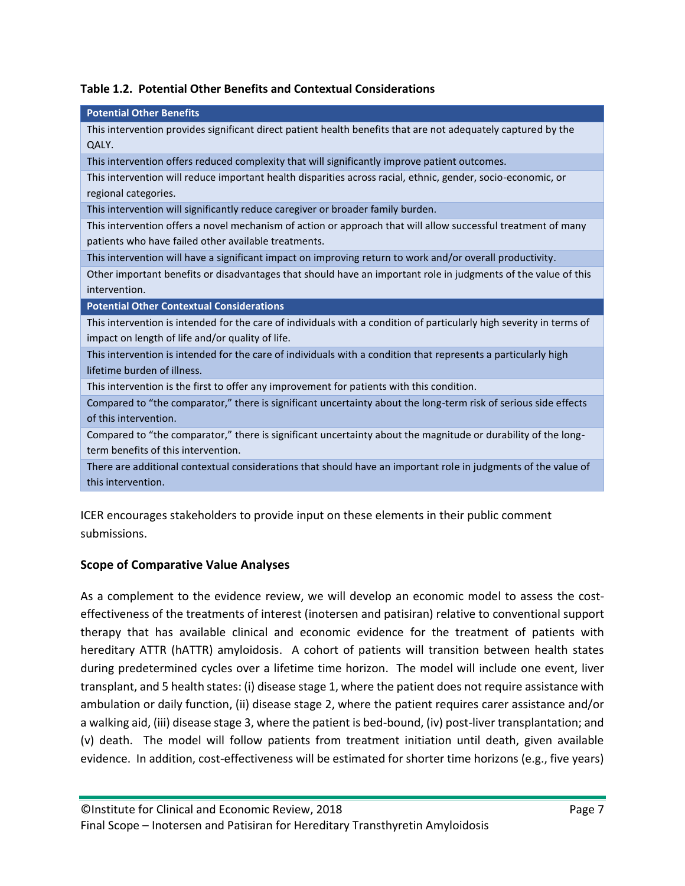**Table 1.2. Potential Other Benefits and Contextual Considerations**

| Potential Other Benefits |
|---|
| This intervention provides significant direct patient health benefits that are not adequately captured by the QALY. |
| This intervention offers reduced complexity that will significantly improve patient outcomes. |
| This intervention will reduce important health disparities across racial, ethnic, gender, socio-economic, or regional categories. |
| This intervention will significantly reduce caregiver or broader family burden. |
| This intervention offers a novel mechanism of action or approach that will allow successful treatment of many patients who have failed other available treatments. |
| This intervention will have a significant impact on improving return to work and/or overall productivity. |
| Other important benefits or disadvantages that should have an important role in judgments of the value of this intervention. |
| **Potential Other Contextual Considerations** |
| This intervention is intended for the care of individuals with a condition of particularly high severity in terms of impact on length of life and/or quality of life. |
| This intervention is intended for the care of individuals with a condition that represents a particularly high lifetime burden of illness. |
| This intervention is the first to offer any improvement for patients with this condition. |
| Compared to "the comparator," there is significant uncertainty about the long-term risk of serious side effects of this intervention. |
| Compared to "the comparator," there is significant uncertainty about the magnitude or durability of the long-term benefits of this intervention. |
| There are additional contextual considerations that should have an important role in judgments of the value of this intervention. |

ICER encourages stakeholders to provide input on these elements in their public comment submissions.

### Scope of Comparative Value Analyses

As a complement to the evidence review, we will develop an economic model to assess the cost-effectiveness of the treatments of interest (inotersen and patisiran) relative to conventional support therapy that has available clinical and economic evidence for the treatment of patients with hereditary ATTR (hATTR) amyloidosis. A cohort of patients will transition between health states during predetermined cycles over a lifetime time horizon. The model will include one event, liver transplant, and 5 health states: (i) disease stage 1, where the patient does not require assistance with ambulation or daily function, (ii) disease stage 2, where the patient requires carer assistance and/or a walking aid, (iii) disease stage 3, where the patient is bed-bound, (iv) post-liver transplantation; and (v) death. The model will follow patients from treatment initiation until death, given available evidence. In addition, cost-effectiveness will be estimated for shorter time horizons (e.g., five years)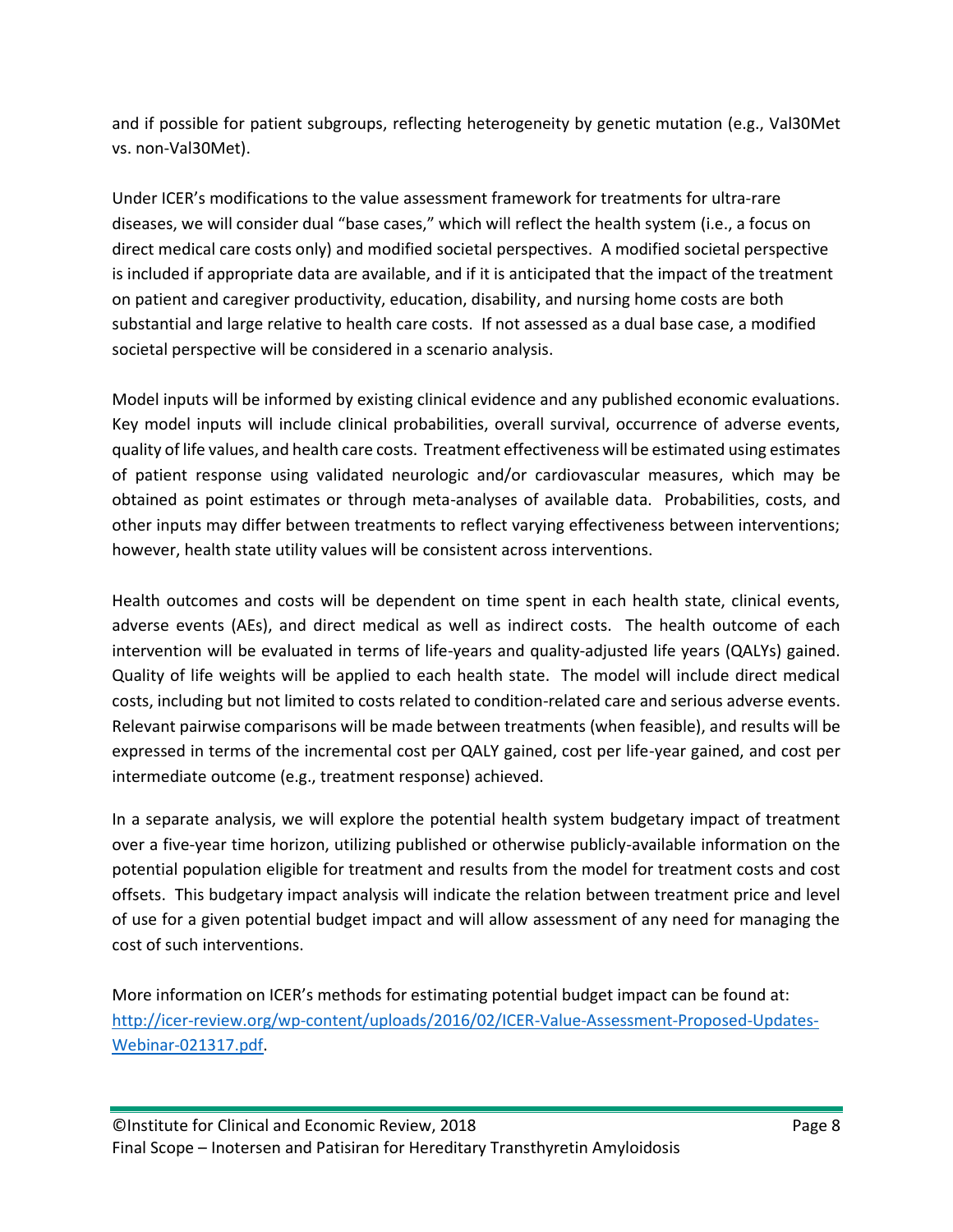and if possible for patient subgroups, reflecting heterogeneity by genetic mutation (e.g., Val30Met vs. non-Val30Met).

Under ICER's modifications to the value assessment framework for treatments for ultra-rare diseases, we will consider dual "base cases," which will reflect the health system (i.e., a focus on direct medical care costs only) and modified societal perspectives. A modified societal perspective is included if appropriate data are available, and if it is anticipated that the impact of the treatment on patient and caregiver productivity, education, disability, and nursing home costs are both substantial and large relative to health care costs. If not assessed as a dual base case, a modified societal perspective will be considered in a scenario analysis.

Model inputs will be informed by existing clinical evidence and any published economic evaluations. Key model inputs will include clinical probabilities, overall survival, occurrence of adverse events, quality of life values, and health care costs. Treatment effectiveness will be estimated using estimates of patient response using validated neurologic and/or cardiovascular measures, which may be obtained as point estimates or through meta-analyses of available data. Probabilities, costs, and other inputs may differ between treatments to reflect varying effectiveness between interventions; however, health state utility values will be consistent across interventions.

Health outcomes and costs will be dependent on time spent in each health state, clinical events, adverse events (AEs), and direct medical as well as indirect costs. The health outcome of each intervention will be evaluated in terms of life-years and quality-adjusted life years (QALYs) gained. Quality of life weights will be applied to each health state. The model will include direct medical costs, including but not limited to costs related to condition-related care and serious adverse events. Relevant pairwise comparisons will be made between treatments (when feasible), and results will be expressed in terms of the incremental cost per QALY gained, cost per life-year gained, and cost per intermediate outcome (e.g., treatment response) achieved.

In a separate analysis, we will explore the potential health system budgetary impact of treatment over a five-year time horizon, utilizing published or otherwise publicly-available information on the potential population eligible for treatment and results from the model for treatment costs and cost offsets. This budgetary impact analysis will indicate the relation between treatment price and level of use for a given potential budget impact and will allow assessment of any need for managing the cost of such interventions.

More information on ICER's methods for estimating potential budget impact can be found at: [http://icer-review.org/wp-content/uploads/2016/02/ICER-Value-Assessment-Proposed-Updates-Webinar-021317.pdf](http://icer-review.org/wp-content/uploads/2016/02/ICER-Value-Assessment-Proposed-Updates-Webinar-021317.pdf).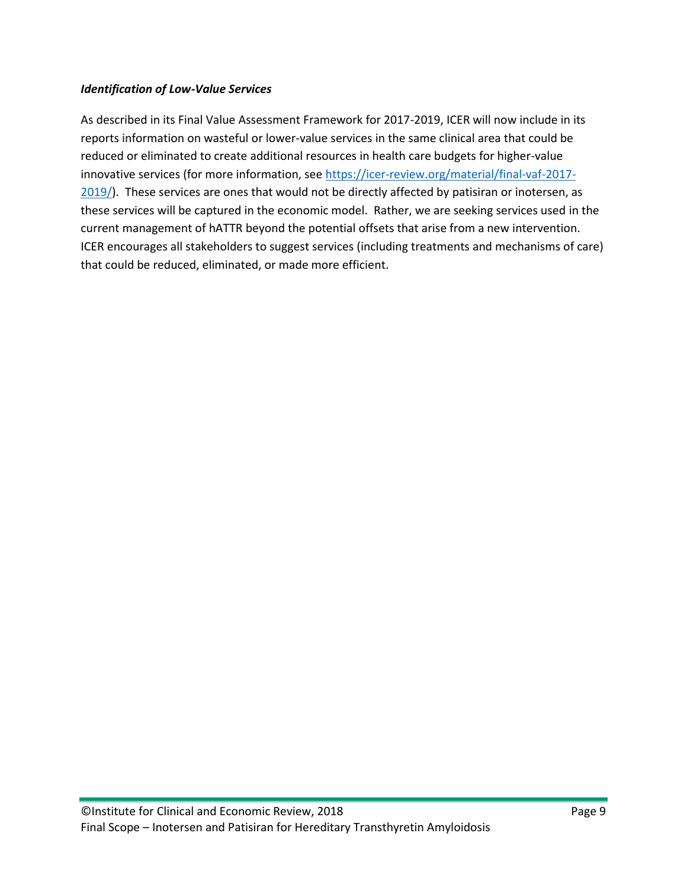***Identification of Low-Value Services***

As described in its Final Value Assessment Framework for 2017-2019, ICER will now include in its reports information on wasteful or lower-value services in the same clinical area that could be reduced or eliminated to create additional resources in health care budgets for higher-value innovative services (for more information, see [https://icer-review.org/material/final-vaf-2017-2019/](https://icer-review.org/material/final-vaf-2017-2019/)). These services are ones that would not be directly affected by patisiran or inotersen, as these services will be captured in the economic model. Rather, we are seeking services used in the current management of hATTR beyond the potential offsets that arise from a new intervention. ICER encourages all stakeholders to suggest services (including treatments and mechanisms of care) that could be reduced, eliminated, or made more efficient.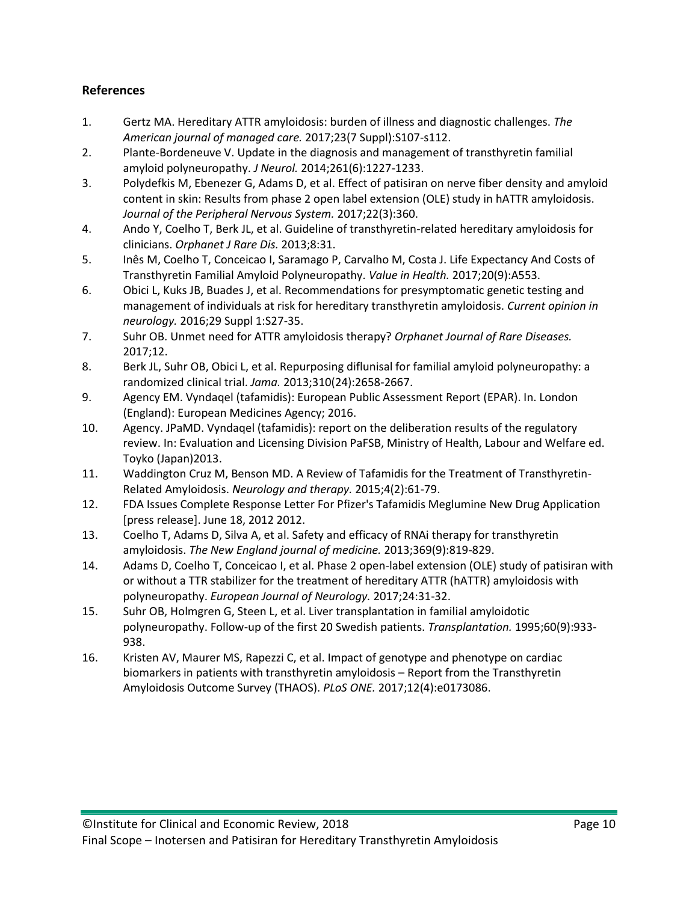## References

1. Gertz MA. Hereditary ATTR amyloidosis: burden of illness and diagnostic challenges. *The American journal of managed care.* 2017;23(7 Suppl):S107-s112.
2. Plante-Bordeneuve V. Update in the diagnosis and management of transthyretin familial amyloid polyneuropathy. *J Neurol.* 2014;261(6):1227-1233.
3. Polydefkis M, Ebenezer G, Adams D, et al. Effect of patisiran on nerve fiber density and amyloid content in skin: Results from phase 2 open label extension (OLE) study in hATTR amyloidosis. *Journal of the Peripheral Nervous System.* 2017;22(3):360.
4. Ando Y, Coelho T, Berk JL, et al. Guideline of transthyretin-related hereditary amyloidosis for clinicians. *Orphanet J Rare Dis.* 2013;8:31.
5. Inês M, Coelho T, Conceicao I, Saramago P, Carvalho M, Costa J. Life Expectancy And Costs of Transthyretin Familial Amyloid Polyneuropathy. *Value in Health.* 2017;20(9):A553.
6. Obici L, Kuks JB, Buades J, et al. Recommendations for presymptomatic genetic testing and management of individuals at risk for hereditary transthyretin amyloidosis. *Current opinion in neurology.* 2016;29 Suppl 1:S27-35.
7. Suhr OB. Unmet need for ATTR amyloidosis therapy? *Orphanet Journal of Rare Diseases.* 2017;12.
8. Berk JL, Suhr OB, Obici L, et al. Repurposing diflunisal for familial amyloid polyneuropathy: a randomized clinical trial. *Jama.* 2013;310(24):2658-2667.
9. Agency EM. Vyndaqel (tafamidis): European Public Assessment Report (EPAR). In. London (England): European Medicines Agency; 2016.
10. Agency. JPaMD. Vyndaqel (tafamidis): report on the deliberation results of the regulatory review. In: Evaluation and Licensing Division PaFSB, Ministry of Health, Labour and Welfare ed. Toyko (Japan)2013.
11. Waddington Cruz M, Benson MD. A Review of Tafamidis for the Treatment of Transthyretin-Related Amyloidosis. *Neurology and therapy.* 2015;4(2):61-79.
12. FDA Issues Complete Response Letter For Pfizer's Tafamidis Meglumine New Drug Application [press release]. June 18, 2012 2012.
13. Coelho T, Adams D, Silva A, et al. Safety and efficacy of RNAi therapy for transthyretin amyloidosis. *The New England journal of medicine.* 2013;369(9):819-829.
14. Adams D, Coelho T, Conceicao I, et al. Phase 2 open-label extension (OLE) study of patisiran with or without a TTR stabilizer for the treatment of hereditary ATTR (hATTR) amyloidosis with polyneuropathy. *European Journal of Neurology.* 2017;24:31-32.
15. Suhr OB, Holmgren G, Steen L, et al. Liver transplantation in familial amyloidotic polyneuropathy. Follow-up of the first 20 Swedish patients. *Transplantation.* 1995;60(9):933-938.
16. Kristen AV, Maurer MS, Rapezzi C, et al. Impact of genotype and phenotype on cardiac biomarkers in patients with transthyretin amyloidosis – Report from the Transthyretin Amyloidosis Outcome Survey (THAOS). *PLoS ONE.* 2017;12(4):e0173086.